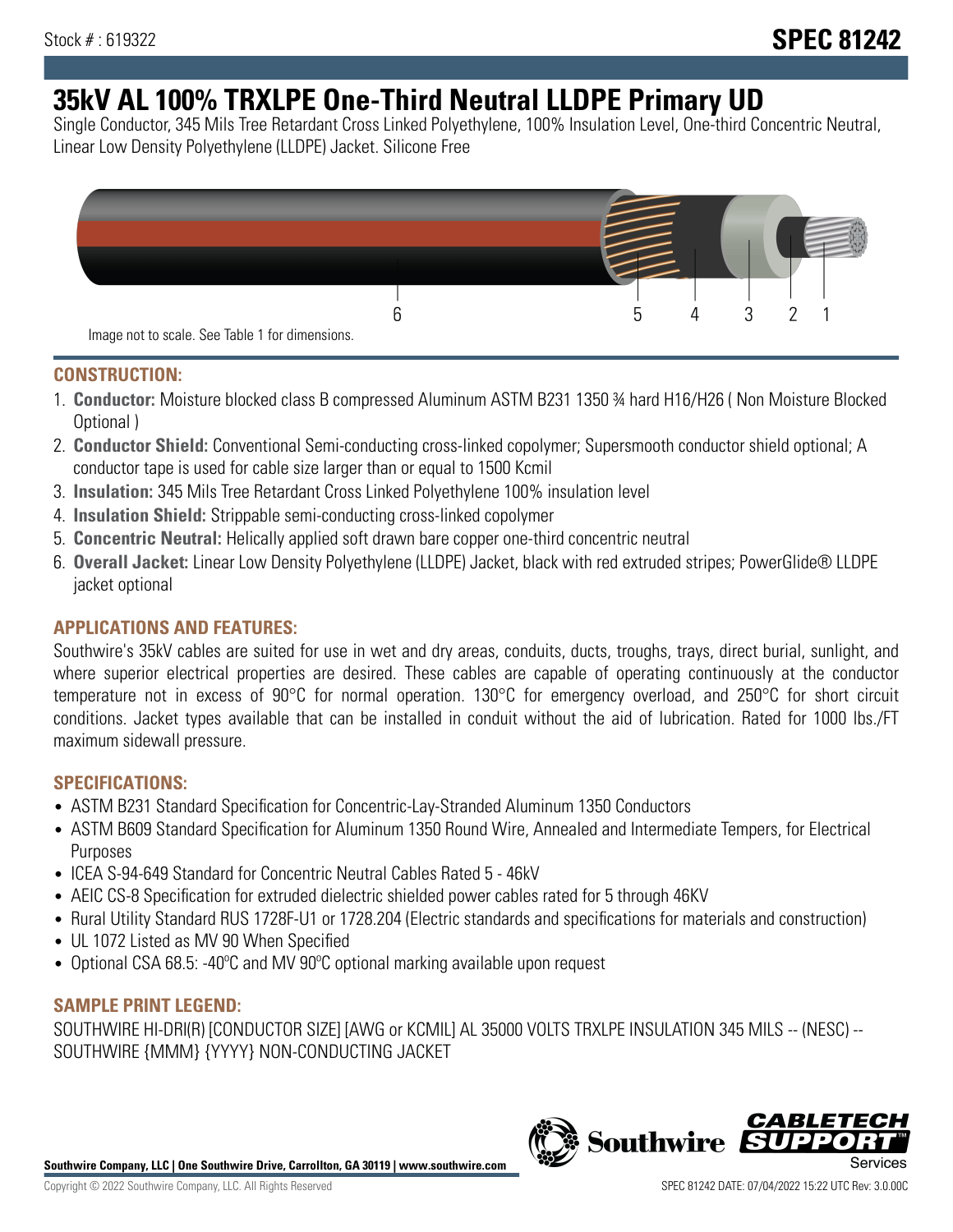Stock # : 619322

**SPEC 81242**

# 35kV AL 100% TRXLPE One-Third Neutral LLDPE Primary UD

Single Conductor, 345 Mils Tree Retardant Cross Linked Polyethylene, 100% Insulation Level, One-third Concentric Neutral, Linear Low Density Polyethylene (LLDPE) Jacket. Silicone Free

6 5 4 3 2 1

Image not to scale. See Table 1 for dimensions.

## CONSTRUCTION:

1. **Conductor:** Moisture blocked class B compressed Aluminum ASTM B231 1350 ¾ hard H16/H26 ( Non Moisture Blocked Optional )
2. **Conductor Shield:** Conventional Semi-conducting cross-linked copolymer; Supersmooth conductor shield optional; A conductor tape is used for cable size larger than or equal to 1500 Kcmil
3. **Insulation:** 345 Mils Tree Retardant Cross Linked Polyethylene 100% insulation level
4. **Insulation Shield:** Strippable semi-conducting cross-linked copolymer
5. **Concentric Neutral:** Helically applied soft drawn bare copper one-third concentric neutral
6. **Overall Jacket:** Linear Low Density Polyethylene (LLDPE) Jacket, black with red extruded stripes; PowerGlide® LLDPE jacket optional

## APPLICATIONS AND FEATURES:

Southwire's 35kV cables are suited for use in wet and dry areas, conduits, ducts, troughs, trays, direct burial, sunlight, and where superior electrical properties are desired. These cables are capable of operating continuously at the conductor temperature not in excess of 90°C for normal operation. 130°C for emergency overload, and 250°C for short circuit conditions. Jacket types available that can be installed in conduit without the aid of lubrication. Rated for 1000 lbs./FT maximum sidewall pressure.

## SPECIFICATIONS:

- ASTM B231 Standard Specification for Concentric-Lay-Stranded Aluminum 1350 Conductors
- ASTM B609 Standard Specification for Aluminum 1350 Round Wire, Annealed and Intermediate Tempers, for Electrical Purposes
- ICEA S-94-649 Standard for Concentric Neutral Cables Rated 5 - 46kV
- AEIC CS-8 Specification for extruded dielectric shielded power cables rated for 5 through 46KV
- Rural Utility Standard RUS 1728F-U1 or 1728.204 (Electric standards and specifications for materials and construction)
- UL 1072 Listed as MV 90 When Specified
- Optional CSA 68.5: -40ºC and MV 90ºC optional marking available upon request

## SAMPLE PRINT LEGEND:

SOUTHWIRE HI-DRI(R) [CONDUCTOR SIZE] [AWG or KCMIL] AL 35000 VOLTS TRXLPE INSULATION 345 MILS -- (NESC) -- SOUTHWIRE {MMM} {YYYY} NON-CONDUCTING JACKET

**Southwire Company, LLC | One Southwire Drive, Carrollton, GA 30119 | www.southwire.com**

Copyright © 2022 Southwire Company, LLC. All Rights Reserved

SPEC 81242 DATE: 07/04/2022 15:22 UTC Rev: 3.0.00C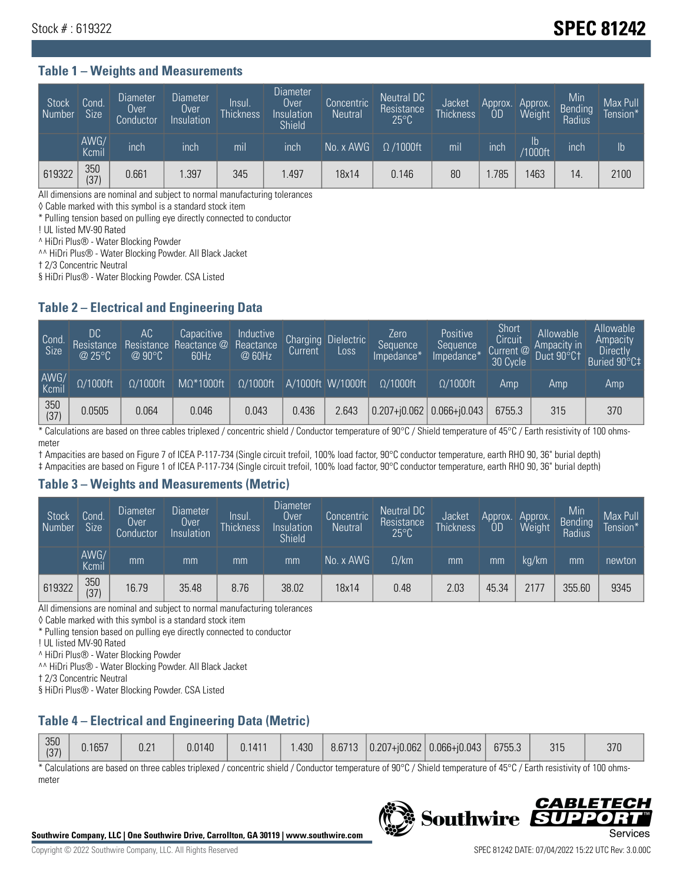Stock # : 619322

# SPEC 81242

## Table 1 – Weights and Measurements

| Stock Number | Cond. Size | Diameter Over Conductor | Diameter Over Insulation | Insul. Thickness | Diameter Over Insulation Shield | Concentric Neutral | Neutral DC Resistance 25°C | Jacket Thickness | Approx. OD | Approx. Weight | Min Bending Radius | Max Pull Tension* |
|---|---|---|---|---|---|---|---|---|---|---|---|---|
| | AWG/ Kcmil | inch | inch | mil | inch | No. x AWG | Ω /1000ft | mil | inch | lb /1000ft | inch | lb |
| 619322 | 350 (37) | 0.661 | 1.397 | 345 | 1.497 | 18x14 | 0.146 | 80 | 1.785 | 1463 | 14. | 2100 |

All dimensions are nominal and subject to normal manufacturing tolerances
◊ Cable marked with this symbol is a standard stock item
* Pulling tension based on pulling eye directly connected to conductor
! UL listed MV-90 Rated
^ HiDri Plus® - Water Blocking Powder
^^ HiDri Plus® - Water Blocking Powder. All Black Jacket
† 2/3 Concentric Neutral
§ HiDri Plus® - Water Blocking Powder. CSA Listed

## Table 2 – Electrical and Engineering Data

| Cond. Size | DC Resistance @ 25°C | AC Resistance @ 90°C | Capacitive Reactance @ 60Hz | Inductive Reactance @ 60Hz | Charging Current | Dielectric Loss | Zero Sequence Impedance* | Positive Sequence Impedance* | Short Circuit Current @ 30 Cycle | Allowable Ampacity in Duct 90°C† | Allowable Ampacity Directly Buried 90°C‡ |
|---|---|---|---|---|---|---|---|---|---|---|---|
| AWG/ Kcmil | Ω/1000ft | Ω/1000ft | MΩ*1000ft | Ω/1000ft | A/1000ft | W/1000ft | Ω/1000ft | Ω/1000ft | Amp | Amp | Amp |
| 350 (37) | 0.0505 | 0.064 | 0.046 | 0.043 | 0.436 | 2.643 | 0.207+j0.062 | 0.066+j0.043 | 6755.3 | 315 | 370 |

* Calculations are based on three cables triplexed / concentric shield / Conductor temperature of 90°C / Shield temperature of 45°C / Earth resistivity of 100 ohms-meter
† Ampacities are based on Figure 7 of ICEA P-117-734 (Single circuit trefoil, 100% load factor, 90°C conductor temperature, earth RHO 90, 36" burial depth)
‡ Ampacities are based on Figure 1 of ICEA P-117-734 (Single circuit trefoil, 100% load factor, 90°C conductor temperature, earth RHO 90, 36" burial depth)

## Table 3 – Weights and Measurements (Metric)

| Stock Number | Cond. Size | Diameter Over Conductor | Diameter Over Insulation | Insul. Thickness | Diameter Over Insulation Shield | Concentric Neutral | Neutral DC Resistance 25°C | Jacket Thickness | Approx. OD | Approx. Weight | Min Bending Radius | Max Pull Tension* |
|---|---|---|---|---|---|---|---|---|---|---|---|---|
| | AWG/ Kcmil | mm | mm | mm | mm | No. x AWG | Ω/km | mm | mm | kg/km | mm | newton |
| 619322 | 350 (37) | 16.79 | 35.48 | 8.76 | 38.02 | 18x14 | 0.48 | 2.03 | 45.34 | 2177 | 355.60 | 9345 |

All dimensions are nominal and subject to normal manufacturing tolerances
◊ Cable marked with this symbol is a standard stock item
* Pulling tension based on pulling eye directly connected to conductor
! UL listed MV-90 Rated
^ HiDri Plus® - Water Blocking Powder
^^ HiDri Plus® - Water Blocking Powder. All Black Jacket
† 2/3 Concentric Neutral
§ HiDri Plus® - Water Blocking Powder. CSA Listed

## Table 4 – Electrical and Engineering Data (Metric)

| | | | | | | | | | | | |
|---|---|---|---|---|---|---|---|---|---|---|---|
| 350 (37) | 0.1657 | 0.21 | 0.0140 | 0.1411 | 1.430 | 8.6713 | 0.207+j0.062 | 0.066+j0.043 | 6755.3 | 315 | 370 |

* Calculations are based on three cables triplexed / concentric shield / Conductor temperature of 90°C / Shield temperature of 45°C / Earth resistivity of 100 ohms-meter

**Southwire Company, LLC | One Southwire Drive, Carrollton, GA 30119 | www.southwire.com**

Copyright © 2022 Southwire Company, LLC. All Rights Reserved

SPEC 81242 DATE: 07/04/2022 15:22 UTC Rev: 3.0.00C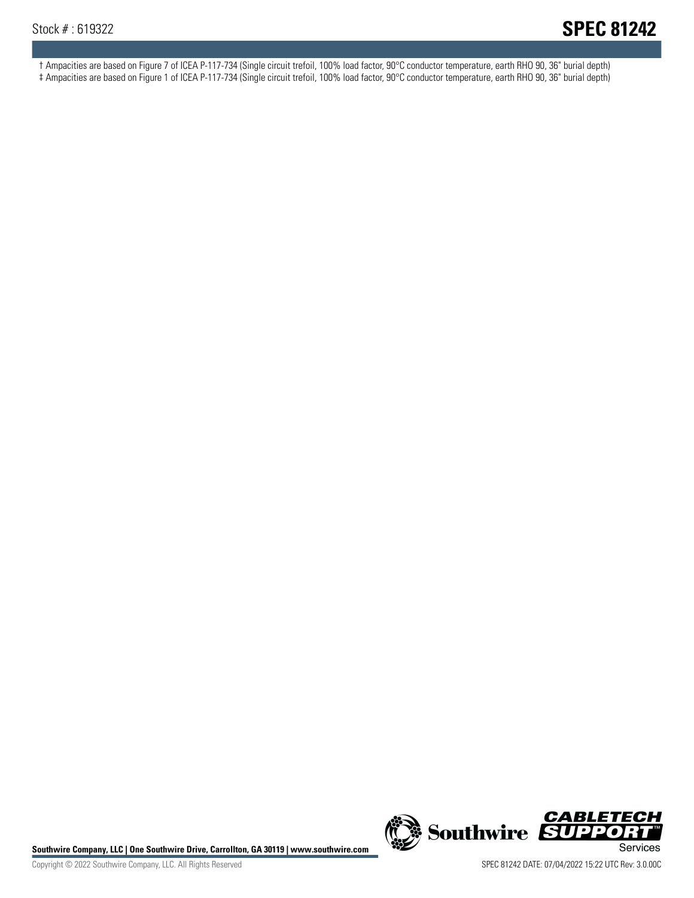† Ampacities are based on Figure 7 of ICEA P-117-734 (Single circuit trefoil, 100% load factor, 90°C conductor temperature, earth RHO 90, 36" burial depth)
‡ Ampacities are based on Figure 1 of ICEA P-117-734 (Single circuit trefoil, 100% load factor, 90°C conductor temperature, earth RHO 90, 36" burial depth)